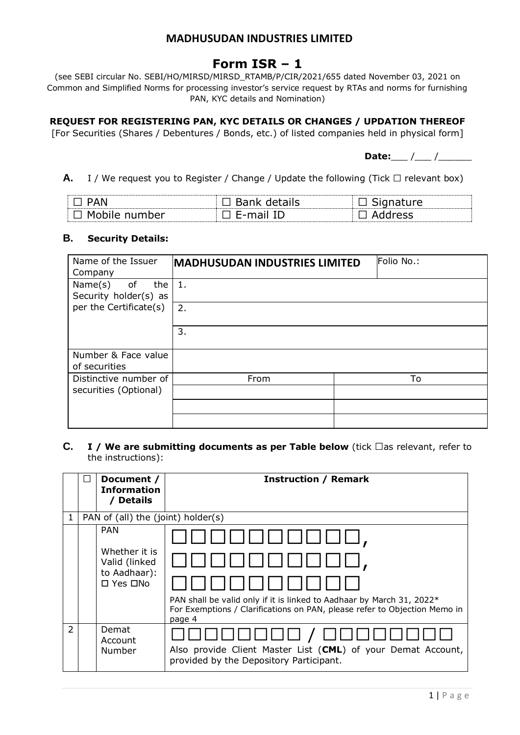# MADHUSUDAN INDUSTRIES LIMITED

# Form ISR – 1

(see SEBI circular No. SEBI/HO/MIRSD/MIRSD_RTAMB/P/CIR/2021/655 dated November 03, 2021 on Common and Simplified Norms for processing investor's service request by RTAs and norms for furnishing PAN, KYC details and Nomination)

### REQUEST FOR REGISTERING PAN, KYC DETAILS OR CHANGES / UPDATION THEREOF

[For Securities (Shares / Debentures / Bonds, etc.) of listed companies held in physical form]

**Date:**___ /___ /______

**A.** I / We request you to Register / Change / Update the following (Tick ☐ relevant box)

| | | |
|---|---|---|
| ☐ PAN | ☐ Bank details | ☐ Signature |
| ☐ Mobile number | ☐ E-mail ID | ☐ Address |

**B. Security Details:**

| | | |
|---|---|---|
| Name of the Issuer Company | **MADHUSUDAN INDUSTRIES LIMITED** | Folio No.: |
| Name(s) of the Security holder(s) as per the Certificate(s) | 1. | |
| | 2. | |
| | 3. | |
| Number & Face value of securities | | |
| Distinctive number of securities (Optional) | From | To |
| | | |
| | | |
| | | |

**C. I / We are submitting documents as per Table below** (tick ☐as relevant, refer to the instructions):

| | ☐ | Document / Information / Details | Instruction / Remark |
|---|---|---|---|
| 1 | PAN of (all) the (joint) holder(s) | | |
| | | PAN<br><br>Whether it is Valid (linked to Aadhaar): ☐ Yes ☐No | ☐☐☐☐☐☐☐☐☐☐,<br>☐☐☐☐☐☐☐☐☐☐,<br>☐☐☐☐☐☐☐☐☐☐<br>PAN shall be valid only if it is linked to Aadhaar by March 31, 2022*<br>For Exemptions / Clarifications on PAN, please refer to Objection Memo in page 4 |
| 2 | | Demat Account Number | ☐☐☐☐☐☐☐☐ / ☐☐☐☐☐☐☐☐<br>Also provide Client Master List (**CML**) of your Demat Account, provided by the Depository Participant. |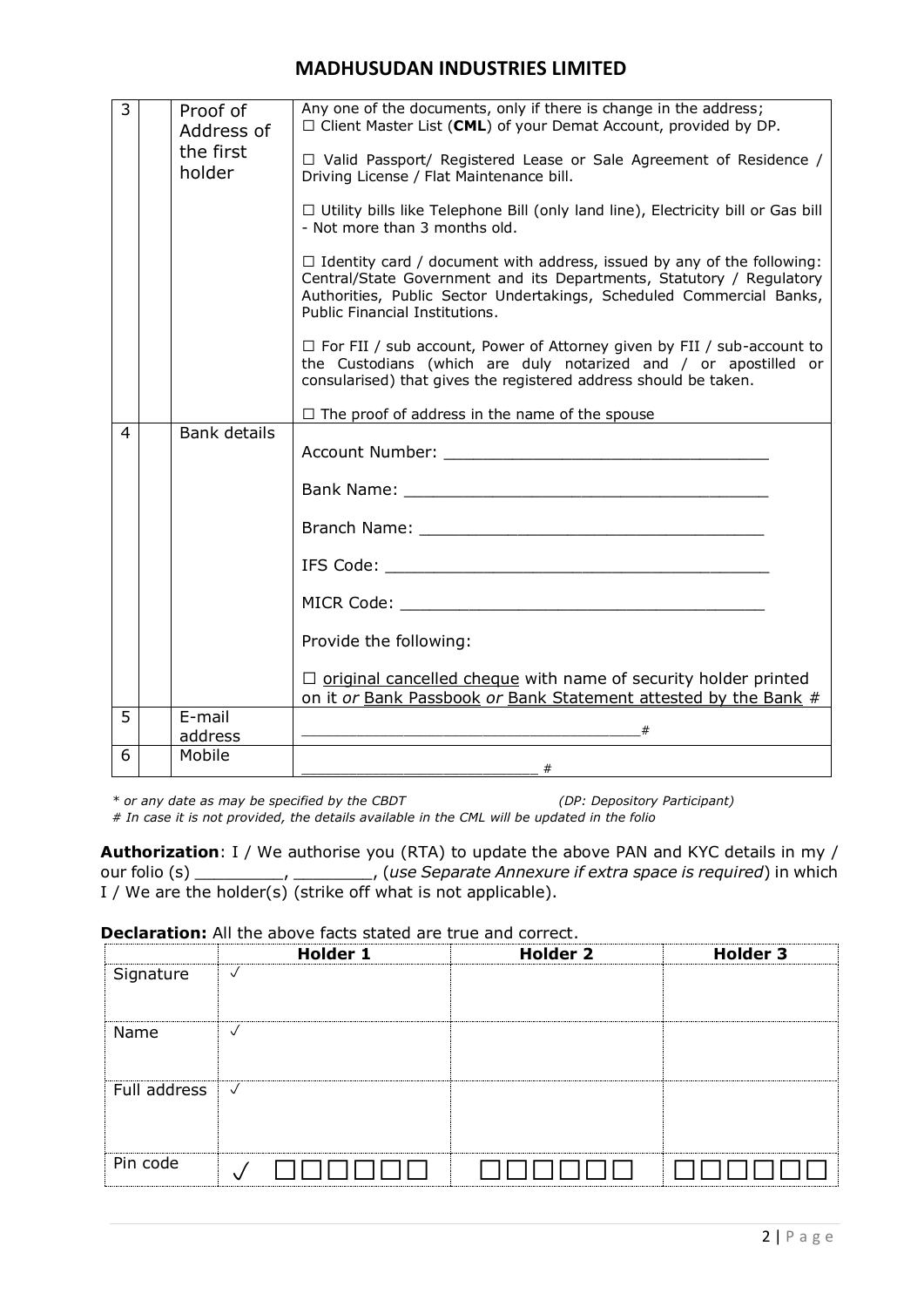# MADHUSUDAN INDUSTRIES LIMITED

| | | | |
|---|---|---|---|
| 3 | | Proof of Address of the first holder | Any one of the documents, only if there is change in the address;<br>☐ Client Master List (**CML**) of your Demat Account, provided by DP.<br><br>☐ Valid Passport/ Registered Lease or Sale Agreement of Residence / Driving License / Flat Maintenance bill.<br><br>☐ Utility bills like Telephone Bill (only land line), Electricity bill or Gas bill - Not more than 3 months old.<br><br>☐ Identity card / document with address, issued by any of the following: Central/State Government and its Departments, Statutory / Regulatory Authorities, Public Sector Undertakings, Scheduled Commercial Banks, Public Financial Institutions.<br><br>☐ For FII / sub account, Power of Attorney given by FII / sub-account to the Custodians (which are duly notarized and / or apostilled or consularised) that gives the registered address should be taken.<br><br>☐ The proof of address in the name of the spouse |
| 4 | | Bank details | Account Number: ________________________________<br><br>Bank Name: ____________________________________<br><br>Branch Name: __________________________________<br><br>IFS Code: ______________________________________<br><br>MICR Code: ____________________________________<br><br>Provide the following:<br><br>☐ original cancelled cheque with name of security holder printed on it *or* Bank Passbook *or* Bank Statement attested by the Bank # |
| 5 | | E-mail address | ____________________________________# |
| 6 | | Mobile | _________________________ # |

*\* or any date as may be specified by the CBDT* *(DP: Depository Participant)*

*# In case it is not provided, the details available in the CML will be updated in the folio*

**Authorization**: I / We authorise you (RTA) to update the above PAN and KYC details in my / our folio (s) _________, ________, (*use Separate Annexure if extra space is required*) in which I / We are the holder(s) (strike off what is not applicable).

**Declaration:** All the above facts stated are true and correct.

| | **Holder 1** | **Holder 2** | **Holder 3** |
|---|---|---|---|
| Signature | ✓ | | |
| Name | ✓ | | |
| Full address | ✓ | | |
| Pin code | ✓ ☐☐☐☐☐☐ | ☐☐☐☐☐☐ | ☐☐☐☐☐☐ |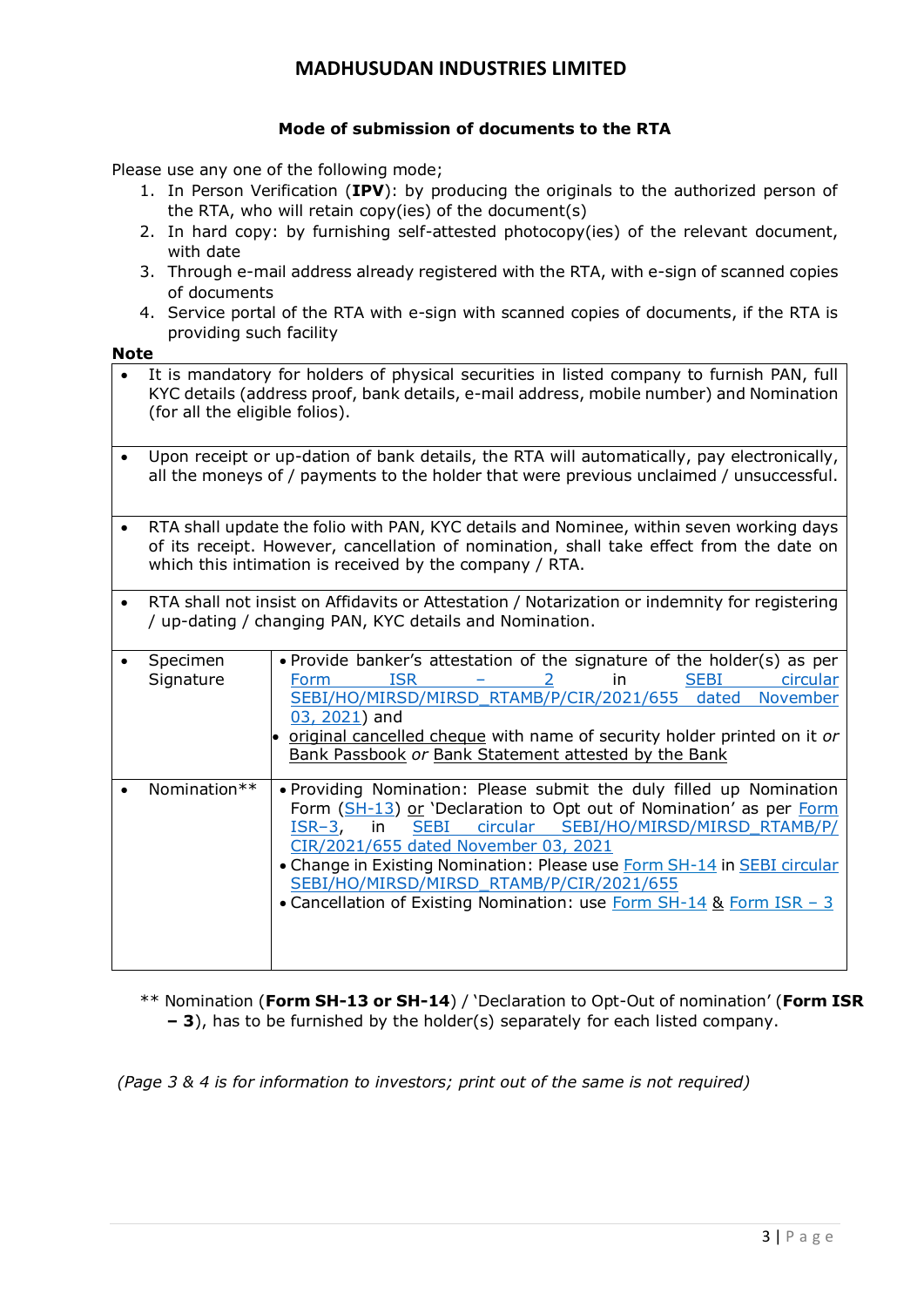## MADHUSUDAN INDUSTRIES LIMITED

### Mode of submission of documents to the RTA

Please use any one of the following mode;

1. In Person Verification (**IPV**): by producing the originals to the authorized person of the RTA, who will retain copy(ies) of the document(s)
2. In hard copy: by furnishing self-attested photocopy(ies) of the relevant document, with date
3. Through e-mail address already registered with the RTA, with e-sign of scanned copies of documents
4. Service portal of the RTA with e-sign with scanned copies of documents, if the RTA is providing such facility

**Note**

| | |
|---|---|
| • It is mandatory for holders of physical securities in listed company to furnish PAN, full KYC details (address proof, bank details, e-mail address, mobile number) and Nomination (for all the eligible folios). | |
| • Upon receipt or up-dation of bank details, the RTA will automatically, pay electronically, all the moneys of / payments to the holder that were previous unclaimed / unsuccessful. | |
| • RTA shall update the folio with PAN, KYC details and Nominee, within seven working days of its receipt. However, cancellation of nomination, shall take effect from the date on which this intimation is received by the company / RTA. | |
| • RTA shall not insist on Affidavits or Attestation / Notarization or indemnity for registering / up-dating / changing PAN, KYC details and Nomination. | |
| • Specimen Signature | • Provide banker's attestation of the signature of the holder(s) as per Form ISR – 2 in SEBI circular SEBI/HO/MIRSD/MIRSD_RTAMB/P/CIR/2021/655 dated November 03, 2021) and<br>• original cancelled cheque with name of security holder printed on it *or* Bank Passbook *or* Bank Statement attested by the Bank |
| • Nomination** | • Providing Nomination: Please submit the duly filled up Nomination Form (SH-13) or 'Declaration to Opt out of Nomination' as per Form ISR–3, in SEBI circular SEBI/HO/MIRSD/MIRSD_RTAMB/P/CIR/2021/655 dated November 03, 2021<br>• Change in Existing Nomination: Please use Form SH-14 in SEBI circular SEBI/HO/MIRSD/MIRSD_RTAMB/P/CIR/2021/655<br>• Cancellation of Existing Nomination: use Form SH-14 & Form ISR – 3 |

** Nomination (**Form SH-13 or SH-14**) / 'Declaration to Opt-Out of nomination' (**Form ISR – 3**), has to be furnished by the holder(s) separately for each listed company.

*(Page 3 & 4 is for information to investors; print out of the same is not required)*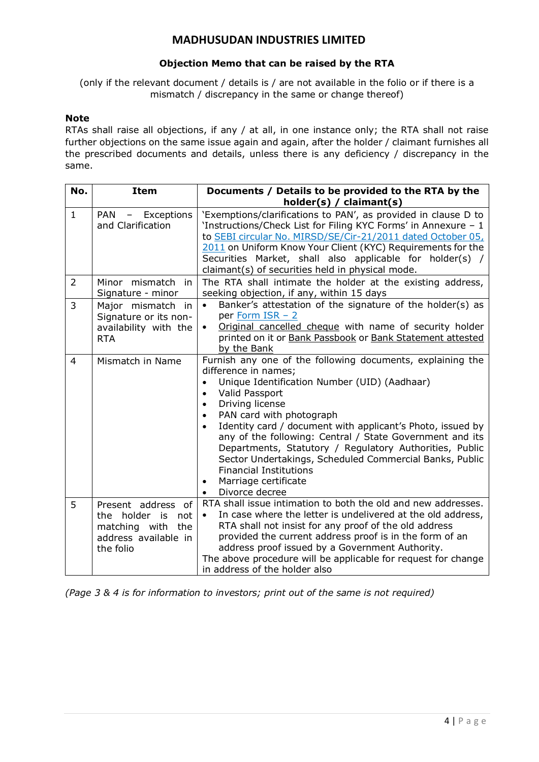# MADHUSUDAN INDUSTRIES LIMITED

**Objection Memo that can be raised by the RTA**

(only if the relevant document / details is / are not available in the folio or if there is a mismatch / discrepancy in the same or change thereof)

**Note**

RTAs shall raise all objections, if any / at all, in one instance only; the RTA shall not raise further objections on the same issue again and again, after the holder / claimant furnishes all the prescribed documents and details, unless there is any deficiency / discrepancy in the same.

| No. | Item | Documents / Details to be provided to the RTA by the holder(s) / claimant(s) |
|---|---|---|
| 1 | PAN – Exceptions and Clarification | 'Exemptions/clarifications to PAN', as provided in clause D to 'Instructions/Check List for Filing KYC Forms' in Annexure – 1 to SEBI circular No. MIRSD/SE/Cir-21/2011 dated October 05, 2011 on Uniform Know Your Client (KYC) Requirements for the Securities Market, shall also applicable for holder(s) / claimant(s) of securities held in physical mode. |
| 2 | Minor mismatch in Signature - minor | The RTA shall intimate the holder at the existing address, seeking objection, if any, within 15 days |
| 3 | Major mismatch in Signature or its non-availability with the RTA | • Banker's attestation of the signature of the holder(s) as per Form ISR – 2<br>• Original cancelled cheque with name of security holder printed on it or Bank Passbook or Bank Statement attested by the Bank |
| 4 | Mismatch in Name | Furnish any one of the following documents, explaining the difference in names;<br>• Unique Identification Number (UID) (Aadhaar)<br>• Valid Passport<br>• Driving license<br>• PAN card with photograph<br>• Identity card / document with applicant's Photo, issued by any of the following: Central / State Government and its Departments, Statutory / Regulatory Authorities, Public Sector Undertakings, Scheduled Commercial Banks, Public Financial Institutions<br>• Marriage certificate<br>• Divorce decree |
| 5 | Present address of the holder is not matching with the address available in the folio | RTA shall issue intimation to both the old and new addresses.<br>• In case where the letter is undelivered at the old address, RTA shall not insist for any proof of the old address provided the current address proof is in the form of an address proof issued by a Government Authority.<br>The above procedure will be applicable for request for change in address of the holder also |

*(Page 3 & 4 is for information to investors; print out of the same is not required)*